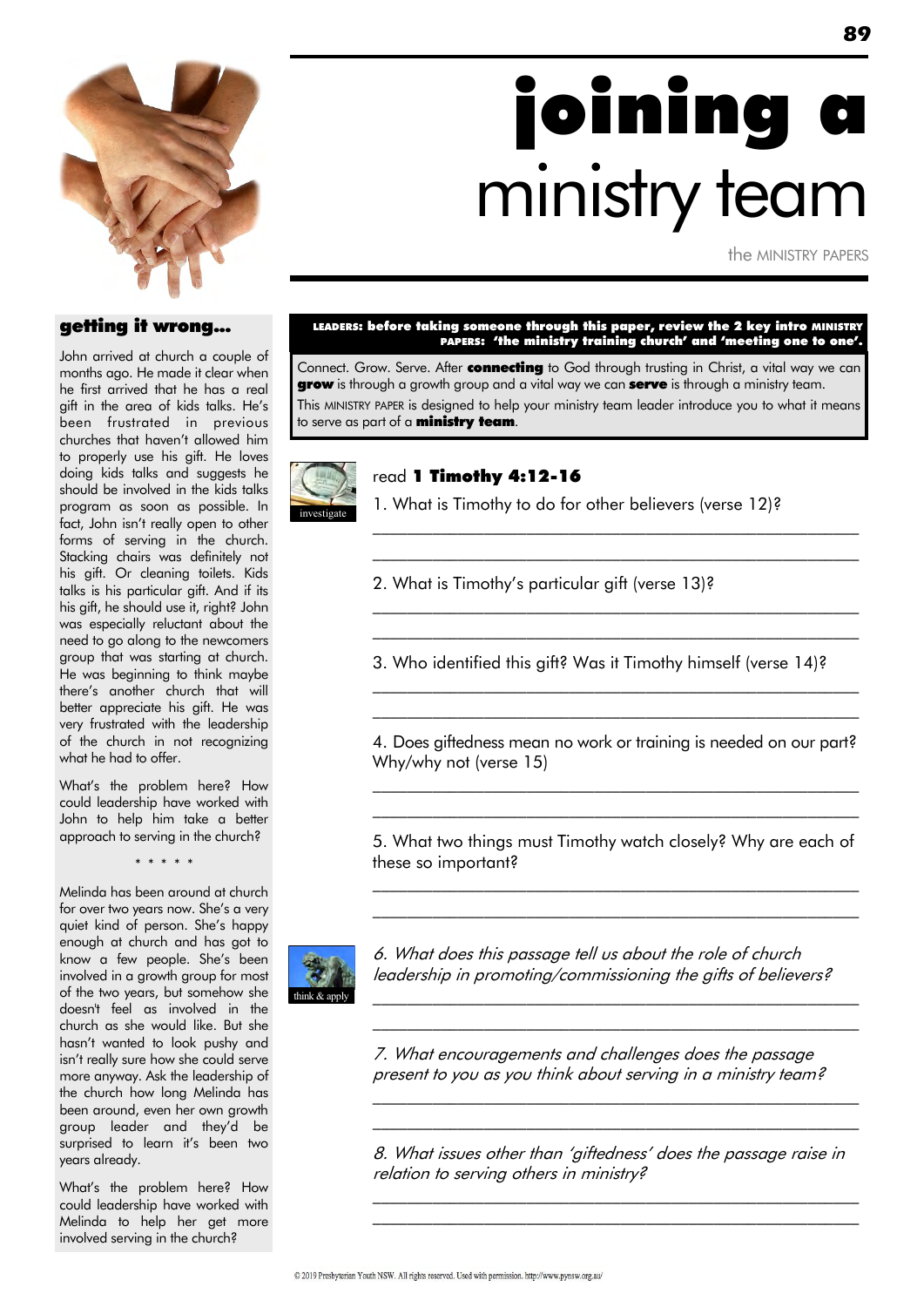# joining a ministry team

the MINISTRY PAPERS

**LEADERS: before taking someone through this paper, review the 2 key intro MINISTRY PAPERS: 'the ministry training church' and 'meeting one to one'.**

Connect. Grow. Serve. After **connecting** to God through trusting in Christ, a vital way we can **grow** is through a growth group and a vital way we can **serve** is through a ministry team.

This MINISTRY PAPER is designed to help your ministry team leader introduce you to what it means to serve as part of a **ministry team**.

investigate

read **1 Timothy 4:12-16**

1. What is Timothy to do for other believers (verse 12)?

___

2. What is Timothy's particular gift (verse 13)?

___

3. Who identified this gift? Was it Timothy himself (verse 14)?

___

4. Does giftedness mean no work or training is needed on our part? Why/why not (verse 15)

___

5. What two things must Timothy watch closely? Why are each of these so important?

___

think & apply

*6. What does this passage tell us about the role of church leadership in promoting/commissioning the gifts of believers?*

___

*7. What encouragements and challenges does the passage present to you as you think about serving in a ministry team?*

___

*8. What issues other than 'giftedness' does the passage raise in relation to serving others in ministry?*

___

## getting it wrong...

John arrived at church a couple of months ago. He made it clear when he first arrived that he has a real gift in the area of kids talks. He's been frustrated in previous churches that haven't allowed him to properly use his gift. He loves doing kids talks and suggests he should be involved in the kids talks program as soon as possible. In fact, John isn't really open to other forms of serving in the church. Stacking chairs was definitely not his gift. Or cleaning toilets. Kids talks is his particular gift. And if its his gift, he should use it, right? John was especially reluctant about the need to go along to the newcomers group that was starting at church. He was beginning to think maybe there's another church that will better appreciate his gift. He was very frustrated with the leadership of the church in not recognizing what he had to offer.

What's the problem here? How could leadership have worked with John to help him take a better approach to serving in the church?

\* \* \* \* \*

Melinda has been around at church for over two years now. She's a very quiet kind of person. She's happy enough at church and has got to know a few people. She's been involved in a growth group for most of the two years, but somehow she doesn't feel as involved in the church as she would like. But she hasn't wanted to look pushy and isn't really sure how she could serve more anyway. Ask the leadership of the church how long Melinda has been around, even her own growth group leader and they'd be surprised to learn it's been two years already.

What's the problem here? How could leadership have worked with Melinda to help her get more involved serving in the church?

© 2019 Presbyterian Youth NSW. All rights reserved. Used with permission. http://www.pynsw.org.au/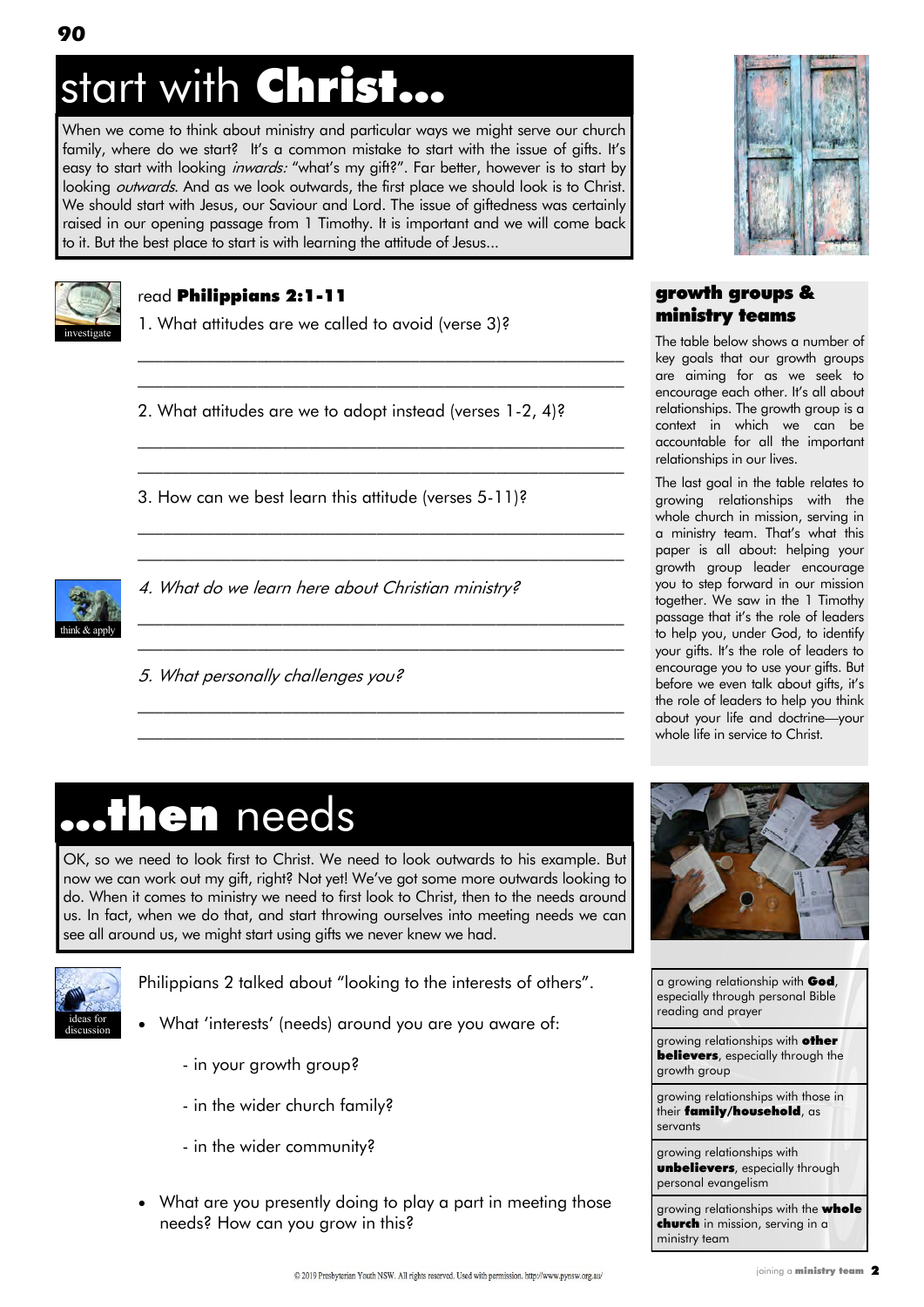# start with **Christ...**

When we come to think about ministry and particular ways we might serve our church family, where do we start? It's a common mistake to start with the issue of gifts. It's easy to start with looking *inwards:* "what's my gift?". Far better, however is to start by looking *outwards*. And as we look outwards, the first place we should look is to Christ. We should start with Jesus, our Saviour and Lord. The issue of giftedness was certainly raised in our opening passage from 1 Timothy. It is important and we will come back to it. But the best place to start is with learning the attitude of Jesus...

investigate

read **Philippians 2:1-11**

1. What attitudes are we called to avoid (verse 3)?

_______________________________________________

_______________________________________________

2. What attitudes are we to adopt instead (verses 1-2, 4)?

_______________________________________________

_______________________________________________

3. How can we best learn this attitude (verses 5-11)?

_______________________________________________

_______________________________________________

think & apply

*4. What do we learn here about Christian ministry?*

_______________________________________________

_______________________________________________

*5. What personally challenges you?*

_______________________________________________

_______________________________________________

## growth groups & ministry teams

The table below shows a number of key goals that our growth groups are aiming for as we seek to encourage each other. It's all about relationships. The growth group is a context in which we can be accountable for all the important relationships in our lives.

The last goal in the table relates to growing relationships with the whole church in mission, serving in a ministry team. That's what this paper is all about: helping your growth group leader encourage you to step forward in our mission together. We saw in the 1 Timothy passage that it's the role of leaders to help you, under God, to identify your gifts. It's the role of leaders to encourage you to use your gifts. But before we even talk about gifts, it's the role of leaders to help you think about your life and doctrine—your whole life in service to Christ.

# **...then** needs

OK, so we need to look first to Christ. We need to look outwards to his example. But now we can work out my gift, right? Not yet! We've got some more outwards looking to do. When it comes to ministry we need to first look to Christ, then to the needs around us. In fact, when we do that, and start throwing ourselves into meeting needs we can see all around us, we might start using gifts we never knew we had.

ideas for discussion

Philippians 2 talked about "looking to the interests of others".

- What 'interests' (needs) around you are you aware of:
  - in your growth group?
  - in the wider church family?
  - in the wider community?
- What are you presently doing to play a part in meeting those needs? How can you grow in this?

| |
|---|
| a growing relationship with **God**, especially through personal Bible reading and prayer |
| growing relationships with **other believers**, especially through the growth group |
| growing relationships with those in their **family/household**, as servants |
| growing relationships with **unbelievers**, especially through personal evangelism |
| growing relationships with the **whole church** in mission, serving in a ministry team |

© 2019 Presbyterian Youth NSW. All rights reserved. Used with permission. http://www.pynsw.org.au/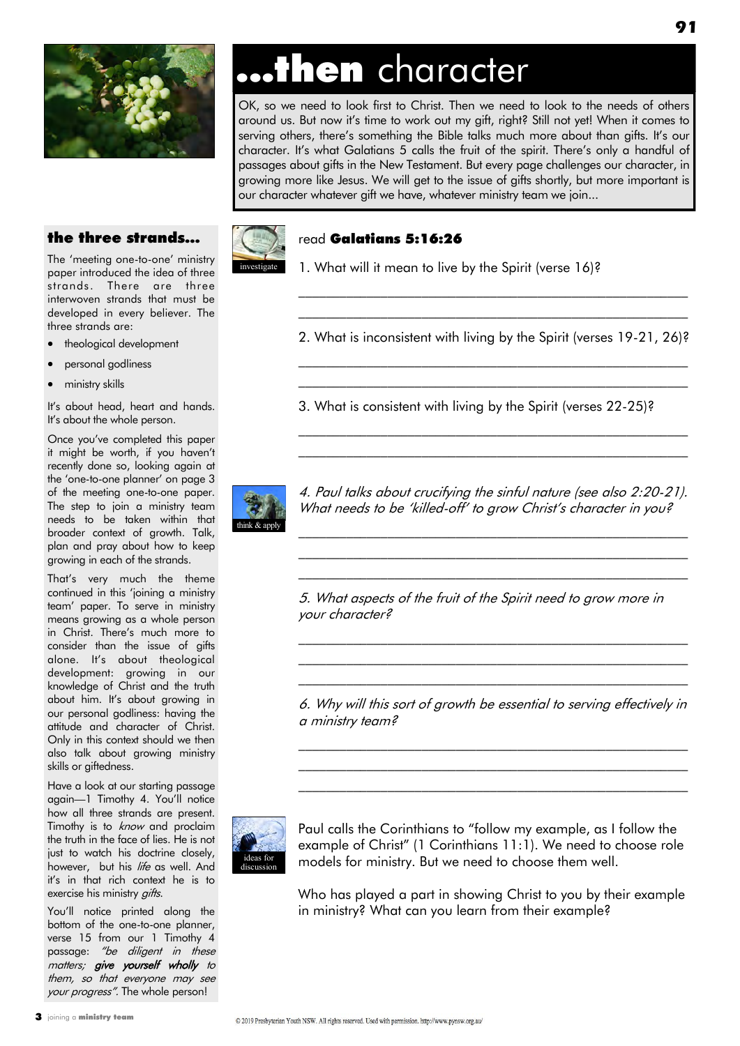# ...then character

OK, so we need to look first to Christ. Then we need to look to the needs of others around us. But now it's time to work out my gift, right? Still not yet! When it comes to serving others, there's something the Bible talks much more about than gifts. It's our character. It's what Galatians 5 calls the fruit of the spirit. There's only a handful of passages about gifts in the New Testament. But every page challenges our character, in growing more like Jesus. We will get to the issue of gifts shortly, but more important is our character whatever gift we have, whatever ministry team we join...

### the three strands...

The 'meeting one-to-one' ministry paper introduced the idea of three strands. There are three interwoven strands that must be developed in every believer. The three strands are:

- theological development
- personal godliness
- ministry skills

It's about head, heart and hands. It's about the whole person.

Once you've completed this paper it might be worth, if you haven't recently done so, looking again at the 'one-to-one planner' on page 3 of the meeting one-to-one paper. The step to join a ministry team needs to be taken within that broader context of growth. Talk, plan and pray about how to keep growing in each of the strands.

That's very much the theme continued in this 'joining a ministry team' paper. To serve in ministry means growing as a whole person in Christ. There's much more to consider than the issue of gifts alone. It's about theological development: growing in our knowledge of Christ and the truth about him. It's about growing in our personal godliness: having the attitude and character of Christ. Only in this context should we then also talk about growing ministry skills or giftedness.

Have a look at our starting passage again—1 Timothy 4. You'll notice how all three strands are present. Timothy is to *know* and proclaim the truth in the face of lies. He is not just to watch his doctrine closely, however, but his *life* as well. And it's in that rich context he is to exercise his ministry *gifts*.

You'll notice printed along the bottom of the one-to-one planner, verse 15 from our 1 Timothy 4 passage: *"be diligent in these matters; **give yourself wholly** to them, so that everyone may see your progress".* The whole person!

investigate

read **Galatians 5:16:26**

1. What will it mean to live by the Spirit (verse 16)?

______________________________________________

______________________________________________

2. What is inconsistent with living by the Spirit (verses 19-21, 26)?

______________________________________________

______________________________________________

3. What is consistent with living by the Spirit (verses 22-25)?

______________________________________________

______________________________________________

think & apply

*4. Paul talks about crucifying the sinful nature (see also 2:20-21). What needs to be 'killed-off' to grow Christ's character in you?*

______________________________________________

______________________________________________

______________________________________________

*5. What aspects of the fruit of the Spirit need to grow more in your character?*

______________________________________________

______________________________________________

______________________________________________

*6. Why will this sort of growth be essential to serving effectively in a ministry team?*

______________________________________________

______________________________________________

______________________________________________

ideas for discussion

Paul calls the Corinthians to "follow my example, as I follow the example of Christ" (1 Corinthians 11:1). We need to choose role models for ministry. But we need to choose them well.

Who has played a part in showing Christ to you by their example in ministry? What can you learn from their example?

© 2019 Presbyterian Youth NSW. All rights reserved. Used with permission. http://www.pynsw.org.au/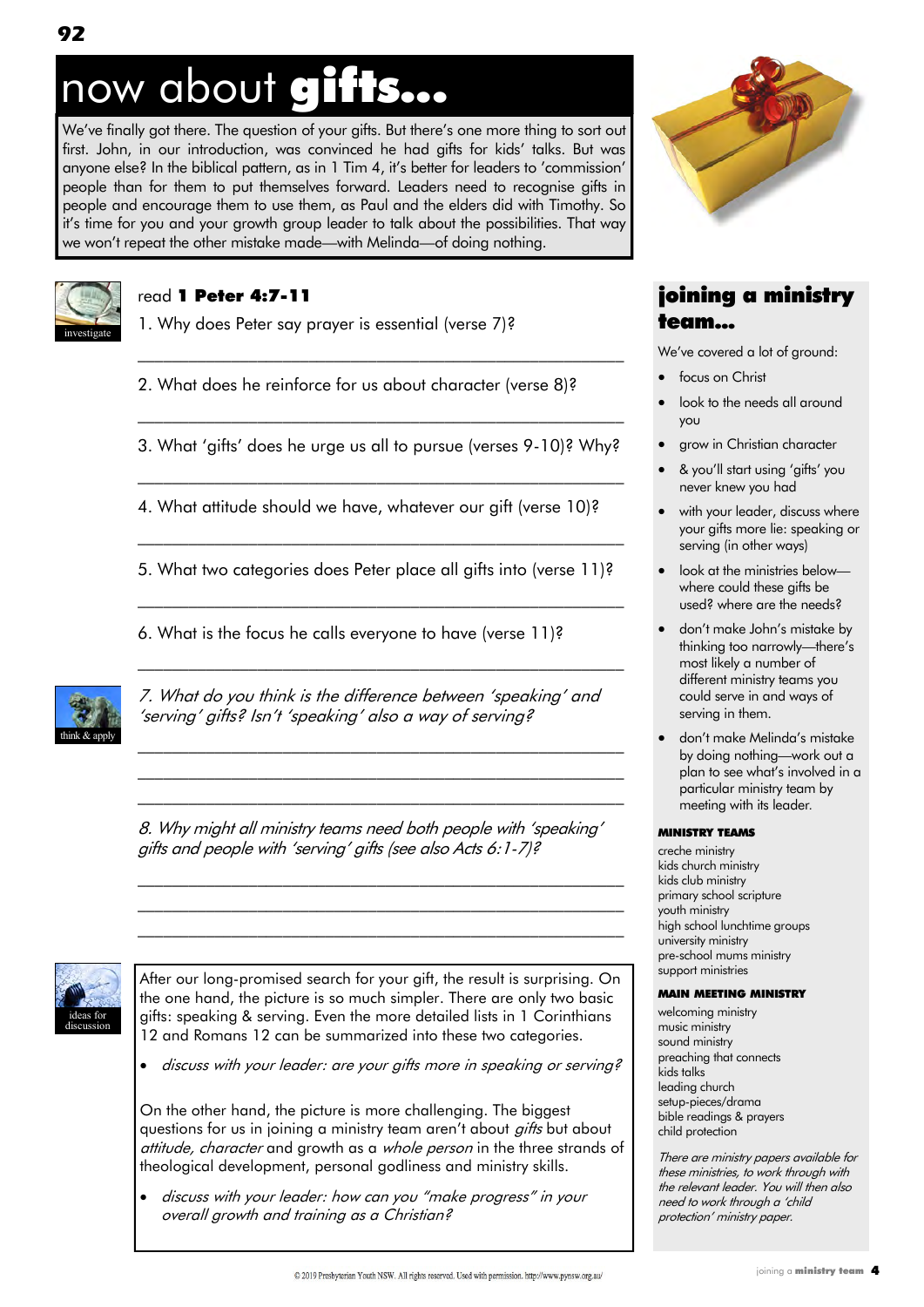# now about **gifts...**

We've finally got there. The question of your gifts. But there's one more thing to sort out first. John, in our introduction, was convinced he had gifts for kids' talks. But was anyone else? In the biblical pattern, as in 1 Tim 4, it's better for leaders to 'commission' people than for them to put themselves forward. Leaders need to recognise gifts in people and encourage them to use them, as Paul and the elders did with Timothy. So it's time for you and your growth group leader to talk about the possibilities. That way we won't repeat the other mistake made—with Melinda—of doing nothing.

investigate

read **1 Peter 4:7-11**

1. Why does Peter say prayer is essential (verse 7)?

2. What does he reinforce for us about character (verse 8)?

3. What 'gifts' does he urge us all to pursue (verses 9-10)? Why?

4. What attitude should we have, whatever our gift (verse 10)?

5. What two categories does Peter place all gifts into (verse 11)?

6. What is the focus he calls everyone to have (verse 11)?

think & apply

*7. What do you think is the difference between 'speaking' and 'serving' gifts? Isn't 'speaking' also a way of serving?*

*8. Why might all ministry teams need both people with 'speaking' gifts and people with 'serving' gifts (see also Acts 6:1-7)?*

ideas for discussion

After our long-promised search for your gift, the result is surprising. On the one hand, the picture is so much simpler. There are only two basic gifts: speaking & serving. Even the more detailed lists in 1 Corinthians 12 and Romans 12 can be summarized into these two categories.

- *discuss with your leader: are your gifts more in speaking or serving?*

On the other hand, the picture is more challenging. The biggest questions for us in joining a ministry team aren't about *gifts* but about *attitude, character* and growth as a *whole person* in the three strands of theological development, personal godliness and ministry skills.

- *discuss with your leader: how can you "make progress" in your overall growth and training as a Christian?*

## joining a ministry team...

We've covered a lot of ground:

- focus on Christ
- look to the needs all around you
- grow in Christian character
- & you'll start using 'gifts' you never knew you had
- with your leader, discuss where your gifts more lie: speaking or serving (in other ways)
- look at the ministries below—where could these gifts be used? where are the needs?
- don't make John's mistake by thinking too narrowly—there's most likely a number of different ministry teams you could serve in and ways of serving in them.
- don't make Melinda's mistake by doing nothing—work out a plan to see what's involved in a particular ministry team by meeting with its leader.

### MINISTRY TEAMS

creche ministry
kids church ministry
kids club ministry
primary school scripture
youth ministry
high school lunchtime groups
university ministry
pre-school mums ministry
support ministries

### MAIN MEETING MINISTRY

welcoming ministry
music ministry
sound ministry
preaching that connects
kids talks
leading church
setup-pieces/drama
bible readings & prayers
child protection

*There are ministry papers available for these ministries, to work through with the relevant leader. You will then also need to work through a 'child protection' ministry paper.*

© 2019 Presbyterian Youth NSW. All rights reserved. Used with permission. http://www.pynsw.org.au/